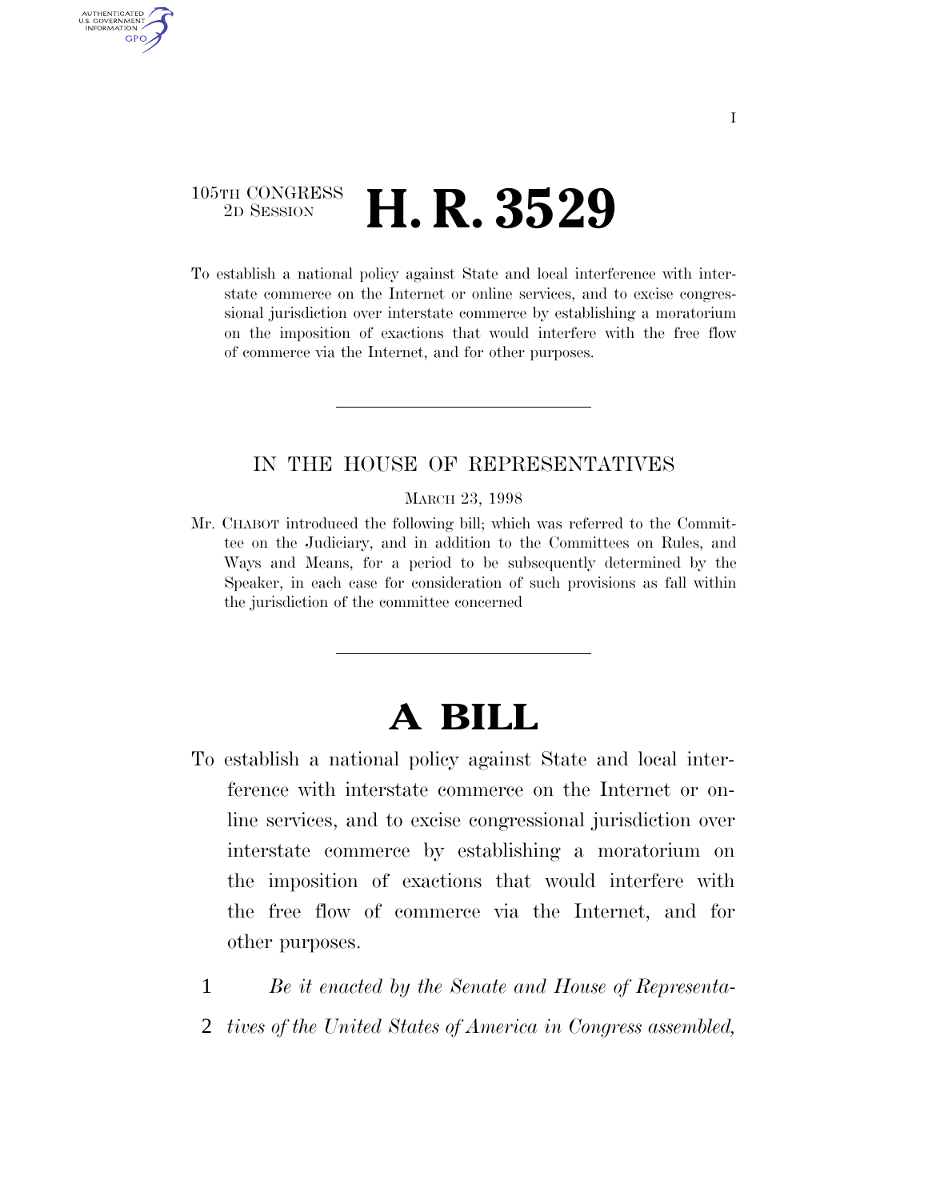105TH CONGRESS
2D SESSION

# H. R. 3529

To establish a national policy against State and local interference with interstate commerce on the Internet or online services, and to excise congressional jurisdiction over interstate commerce by establishing a moratorium on the imposition of exactions that would interfere with the free flow of commerce via the Internet, and for other purposes.

---

IN THE HOUSE OF REPRESENTATIVES

MARCH 23, 1998

Mr. CHABOT introduced the following bill; which was referred to the Committee on the Judiciary, and in addition to the Committees on Rules, and Ways and Means, for a period to be subsequently determined by the Speaker, in each case for consideration of such provisions as fall within the jurisdiction of the committee concerned

---

# A BILL

To establish a national policy against State and local interference with interstate commerce on the Internet or online services, and to excise congressional jurisdiction over interstate commerce by establishing a moratorium on the imposition of exactions that would interfere with the free flow of commerce via the Internet, and for other purposes.

1 *Be it enacted by the Senate and House of Representa-*
2 *tives of the United States of America in Congress assembled,*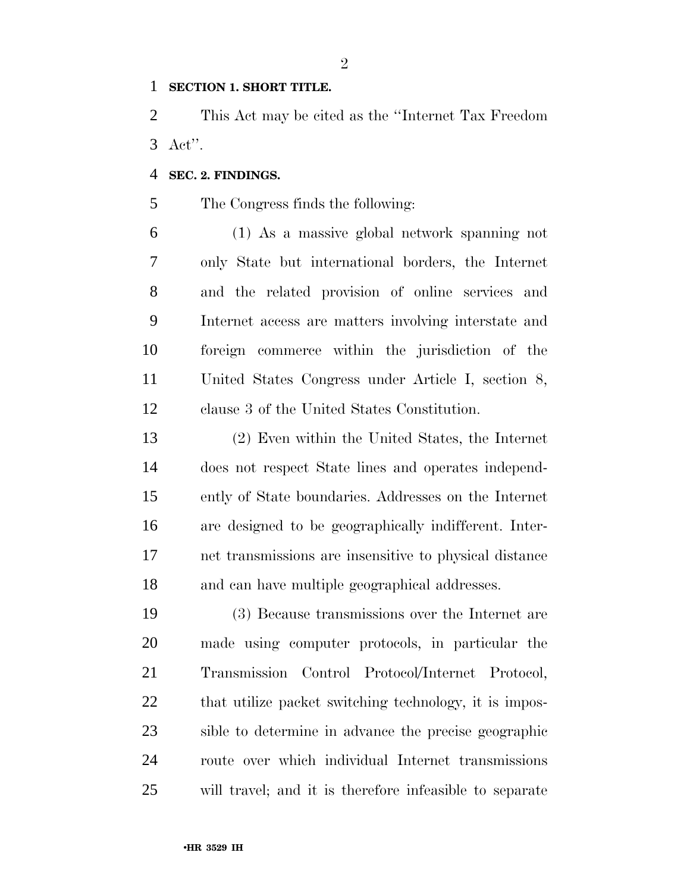**SECTION 1. SHORT TITLE.**

This Act may be cited as the "Internet Tax Freedom Act".

**SEC. 2. FINDINGS.**

The Congress finds the following:

(1) As a massive global network spanning not only State but international borders, the Internet and the related provision of online services and Internet access are matters involving interstate and foreign commerce within the jurisdiction of the United States Congress under Article I, section 8, clause 3 of the United States Constitution.

(2) Even within the United States, the Internet does not respect State lines and operates independently of State boundaries. Addresses on the Internet are designed to be geographically indifferent. Internet transmissions are insensitive to physical distance and can have multiple geographical addresses.

(3) Because transmissions over the Internet are made using computer protocols, in particular the Transmission Control Protocol/Internet Protocol, that utilize packet switching technology, it is impossible to determine in advance the precise geographic route over which individual Internet transmissions will travel; and it is therefore infeasible to separate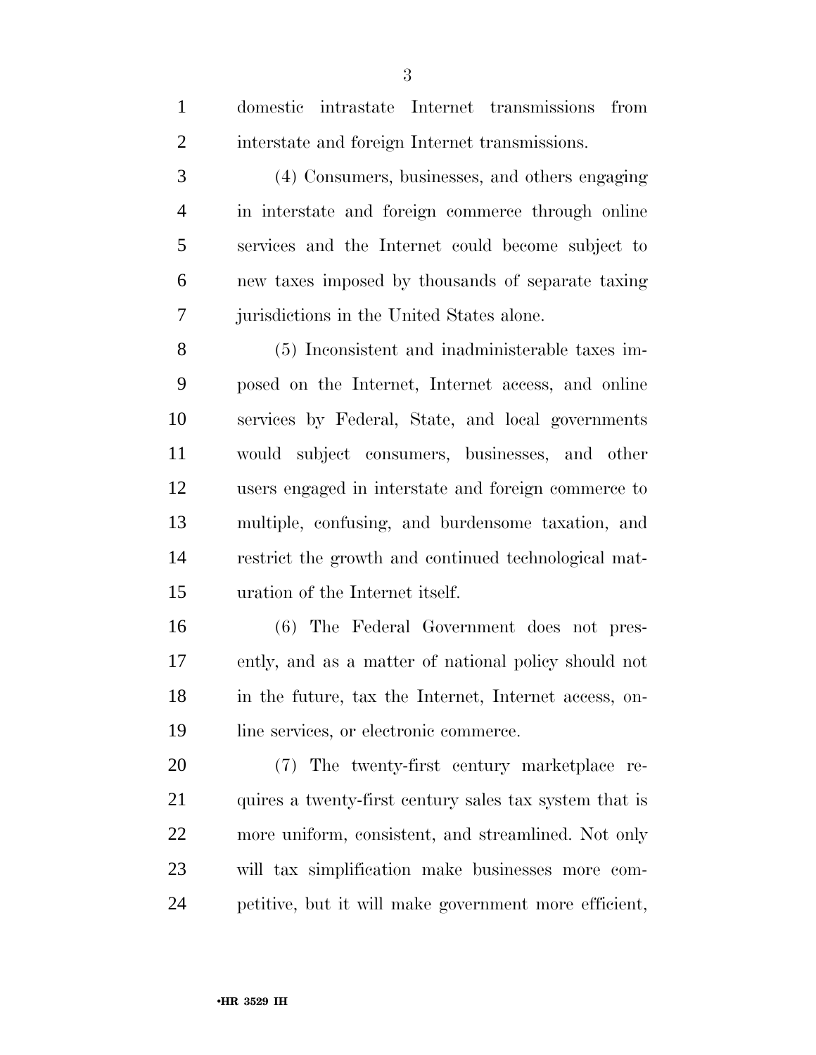domestic intrastate Internet transmissions from interstate and foreign Internet transmissions.

(4) Consumers, businesses, and others engaging in interstate and foreign commerce through online services and the Internet could become subject to new taxes imposed by thousands of separate taxing jurisdictions in the United States alone.

(5) Inconsistent and inadministerable taxes imposed on the Internet, Internet access, and online services by Federal, State, and local governments would subject consumers, businesses, and other users engaged in interstate and foreign commerce to multiple, confusing, and burdensome taxation, and restrict the growth and continued technological maturation of the Internet itself.

(6) The Federal Government does not presently, and as a matter of national policy should not in the future, tax the Internet, Internet access, online services, or electronic commerce.

(7) The twenty-first century marketplace requires a twenty-first century sales tax system that is more uniform, consistent, and streamlined. Not only will tax simplification make businesses more competitive, but it will make government more efficient,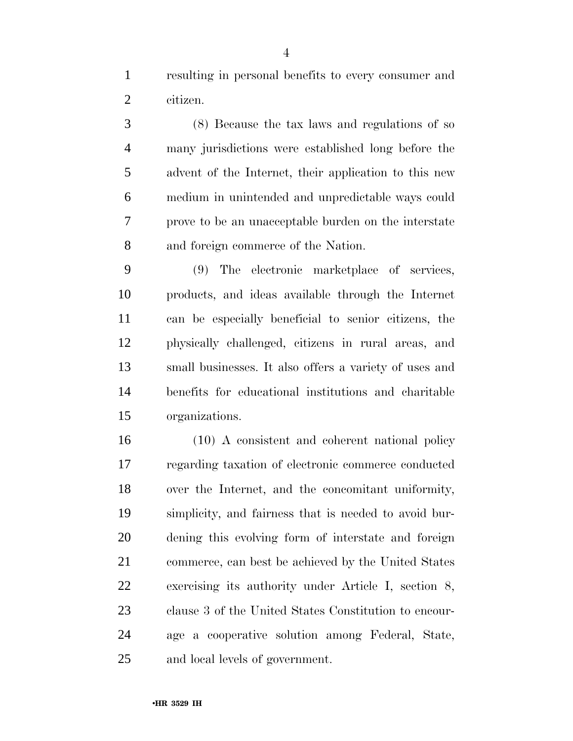resulting in personal benefits to every consumer and citizen.

(8) Because the tax laws and regulations of so many jurisdictions were established long before the advent of the Internet, their application to this new medium in unintended and unpredictable ways could prove to be an unacceptable burden on the interstate and foreign commerce of the Nation.

(9) The electronic marketplace of services, products, and ideas available through the Internet can be especially beneficial to senior citizens, the physically challenged, citizens in rural areas, and small businesses. It also offers a variety of uses and benefits for educational institutions and charitable organizations.

(10) A consistent and coherent national policy regarding taxation of electronic commerce conducted over the Internet, and the concomitant uniformity, simplicity, and fairness that is needed to avoid burdening this evolving form of interstate and foreign commerce, can best be achieved by the United States exercising its authority under Article I, section 8, clause 3 of the United States Constitution to encourage a cooperative solution among Federal, State, and local levels of government.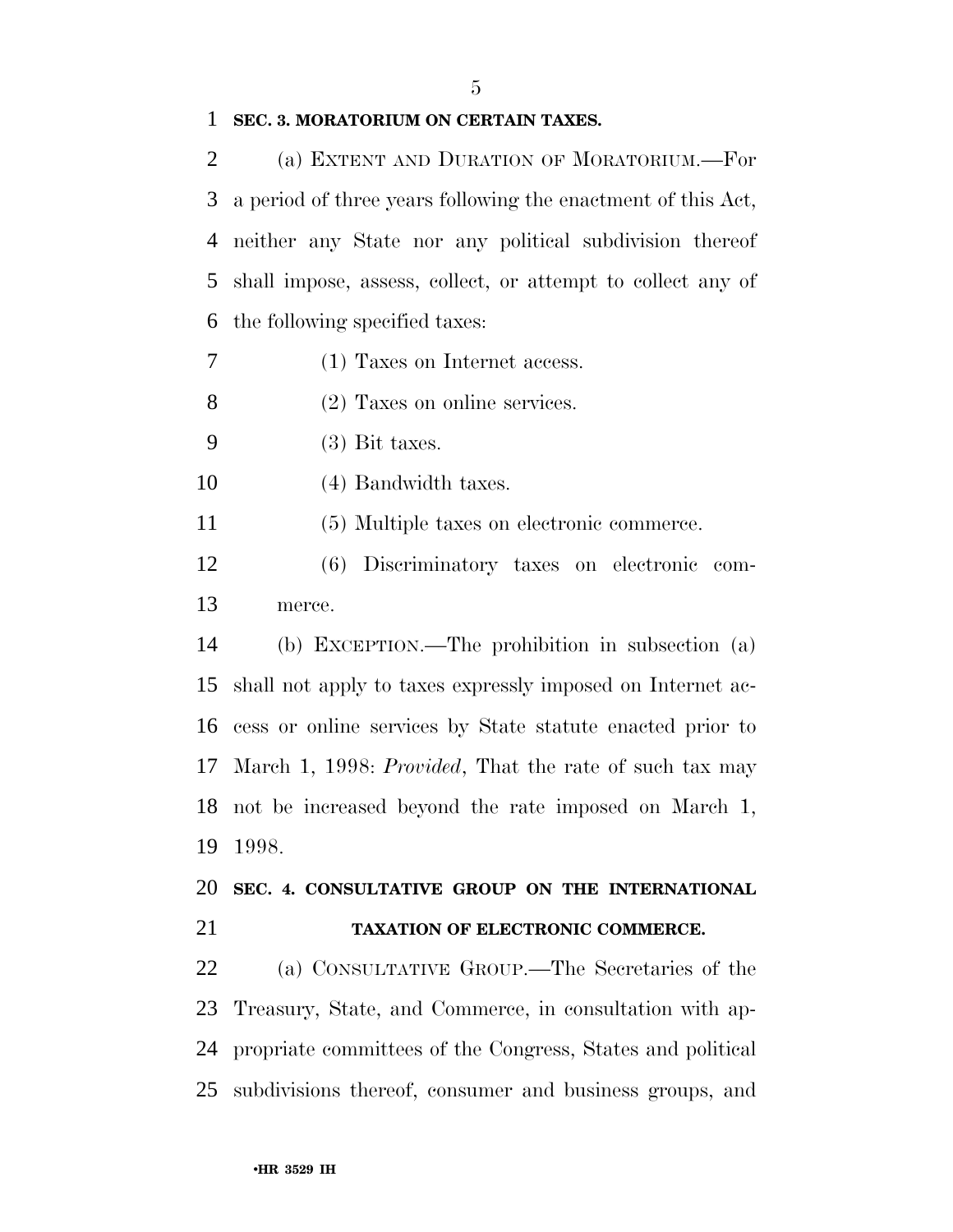**SEC. 3. MORATORIUM ON CERTAIN TAXES.**

(a) EXTENT AND DURATION OF MORATORIUM.—For a period of three years following the enactment of this Act, neither any State nor any political subdivision thereof shall impose, assess, collect, or attempt to collect any of the following specified taxes:

(1) Taxes on Internet access.

(2) Taxes on online services.

(3) Bit taxes.

(4) Bandwidth taxes.

(5) Multiple taxes on electronic commerce.

(6) Discriminatory taxes on electronic commerce.

(b) EXCEPTION.—The prohibition in subsection (a) shall not apply to taxes expressly imposed on Internet access or online services by State statute enacted prior to March 1, 1998: *Provided*, That the rate of such tax may not be increased beyond the rate imposed on March 1, 1998.

**SEC. 4. CONSULTATIVE GROUP ON THE INTERNATIONAL TAXATION OF ELECTRONIC COMMERCE.**

(a) CONSULTATIVE GROUP.—The Secretaries of the Treasury, State, and Commerce, in consultation with appropriate committees of the Congress, States and political subdivisions thereof, consumer and business groups, and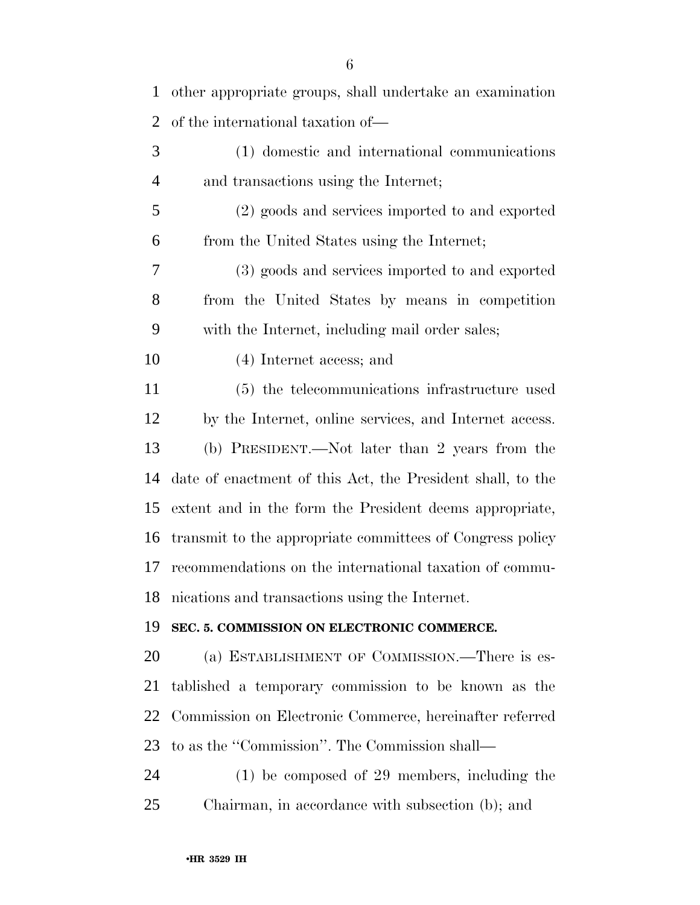other appropriate groups, shall undertake an examination of the international taxation of—

(1) domestic and international communications and transactions using the Internet;

(2) goods and services imported to and exported from the United States using the Internet;

(3) goods and services imported to and exported from the United States by means in competition with the Internet, including mail order sales;

(4) Internet access; and

(5) the telecommunications infrastructure used by the Internet, online services, and Internet access.

(b) PRESIDENT.—Not later than 2 years from the date of enactment of this Act, the President shall, to the extent and in the form the President deems appropriate, transmit to the appropriate committees of Congress policy recommendations on the international taxation of communications and transactions using the Internet.

**SEC. 5. COMMISSION ON ELECTRONIC COMMERCE.**

(a) ESTABLISHMENT OF COMMISSION.—There is established a temporary commission to be known as the Commission on Electronic Commerce, hereinafter referred to as the ''Commission''. The Commission shall—

(1) be composed of 29 members, including the Chairman, in accordance with subsection (b); and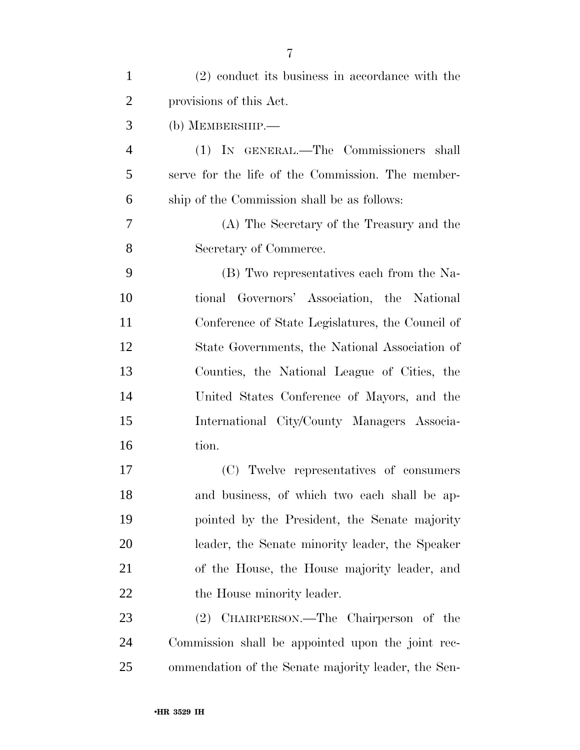(2) conduct its business in accordance with the provisions of this Act.

(b) MEMBERSHIP.—

(1) IN GENERAL.—The Commissioners shall serve for the life of the Commission. The membership of the Commission shall be as follows:

(A) The Secretary of the Treasury and the Secretary of Commerce.

(B) Two representatives each from the National Governors' Association, the National Conference of State Legislatures, the Council of State Governments, the National Association of Counties, the National League of Cities, the United States Conference of Mayors, and the International City/County Managers Association.

(C) Twelve representatives of consumers and business, of which two each shall be appointed by the President, the Senate majority leader, the Senate minority leader, the Speaker of the House, the House majority leader, and the House minority leader.

(2) CHAIRPERSON.—The Chairperson of the Commission shall be appointed upon the joint recommendation of the Senate majority leader, the Sen-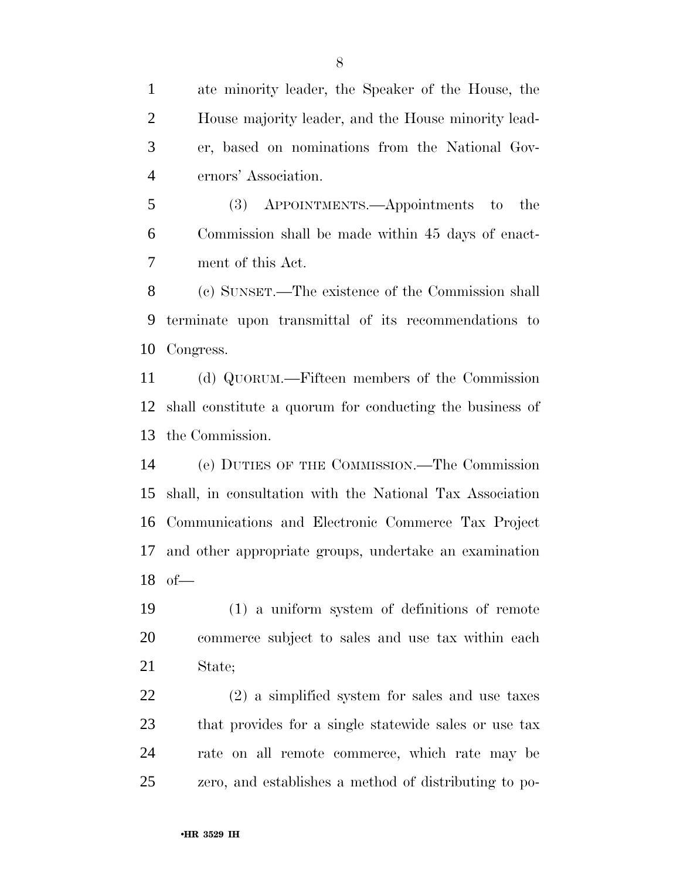ate minority leader, the Speaker of the House, the House majority leader, and the House minority leader, based on nominations from the National Governors' Association.

(3) APPOINTMENTS.—Appointments to the Commission shall be made within 45 days of enactment of this Act.

(c) SUNSET.—The existence of the Commission shall terminate upon transmittal of its recommendations to Congress.

(d) QUORUM.—Fifteen members of the Commission shall constitute a quorum for conducting the business of the Commission.

(e) DUTIES OF THE COMMISSION.—The Commission shall, in consultation with the National Tax Association Communications and Electronic Commerce Tax Project and other appropriate groups, undertake an examination of—

(1) a uniform system of definitions of remote commerce subject to sales and use tax within each State;

(2) a simplified system for sales and use taxes that provides for a single statewide sales or use tax rate on all remote commerce, which rate may be zero, and establishes a method of distributing to po-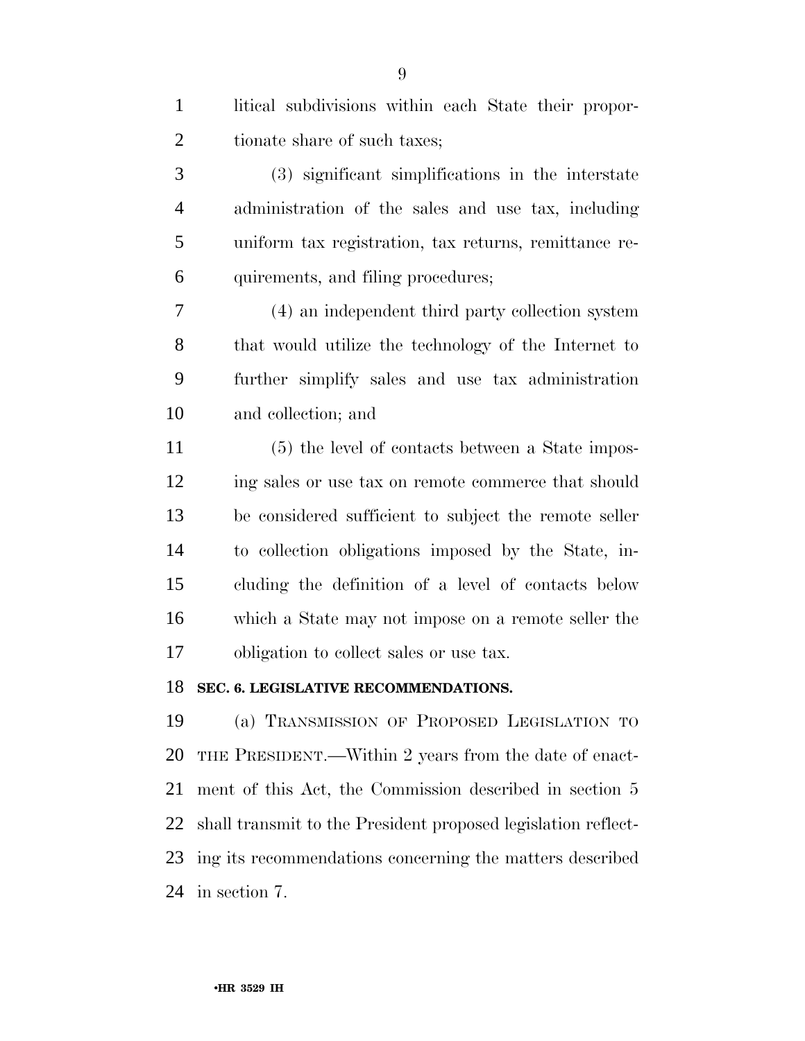litical subdivisions within each State their proportionate share of such taxes;

(3) significant simplifications in the interstate administration of the sales and use tax, including uniform tax registration, tax returns, remittance requirements, and filing procedures;

(4) an independent third party collection system that would utilize the technology of the Internet to further simplify sales and use tax administration and collection; and

(5) the level of contacts between a State imposing sales or use tax on remote commerce that should be considered sufficient to subject the remote seller to collection obligations imposed by the State, including the definition of a level of contacts below which a State may not impose on a remote seller the obligation to collect sales or use tax.

## SEC. 6. LEGISLATIVE RECOMMENDATIONS.

(a) TRANSMISSION OF PROPOSED LEGISLATION TO THE PRESIDENT.—Within 2 years from the date of enactment of this Act, the Commission described in section 5 shall transmit to the President proposed legislation reflecting its recommendations concerning the matters described in section 7.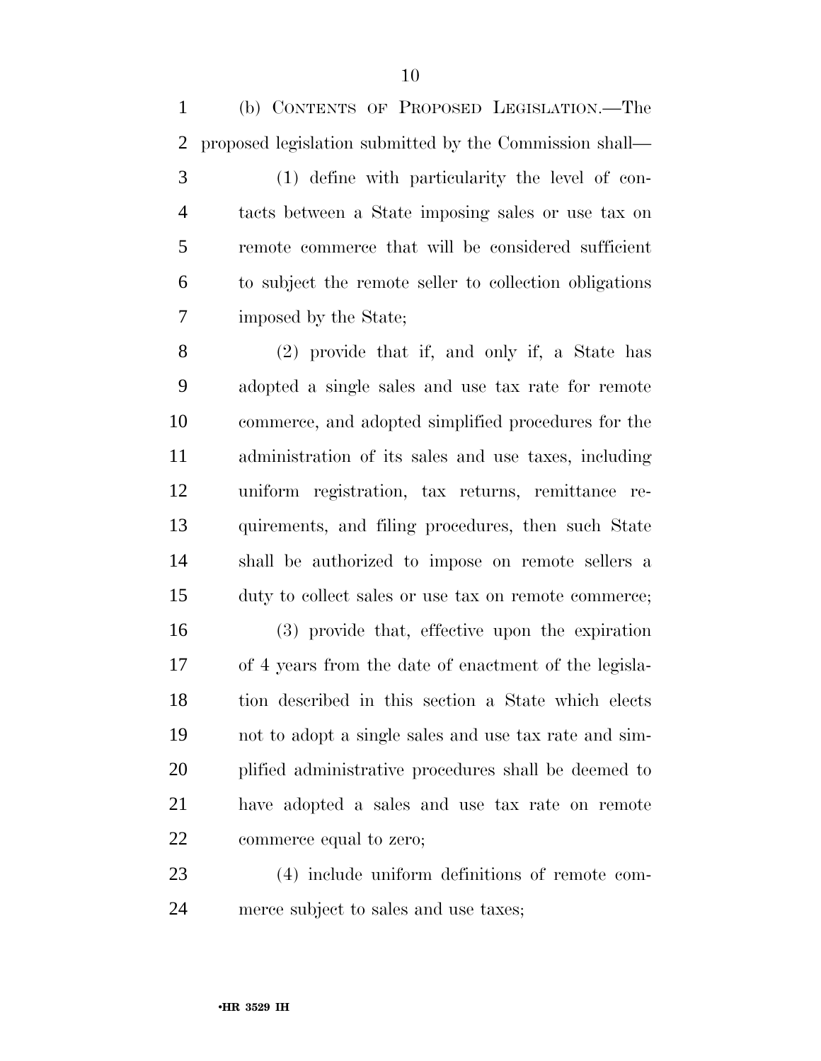(b) CONTENTS OF PROPOSED LEGISLATION.—The proposed legislation submitted by the Commission shall—

(1) define with particularity the level of contacts between a State imposing sales or use tax on remote commerce that will be considered sufficient to subject the remote seller to collection obligations imposed by the State;

(2) provide that if, and only if, a State has adopted a single sales and use tax rate for remote commerce, and adopted simplified procedures for the administration of its sales and use taxes, including uniform registration, tax returns, remittance requirements, and filing procedures, then such State shall be authorized to impose on remote sellers a duty to collect sales or use tax on remote commerce;

(3) provide that, effective upon the expiration of 4 years from the date of enactment of the legislation described in this section a State which elects not to adopt a single sales and use tax rate and simplified administrative procedures shall be deemed to have adopted a sales and use tax rate on remote commerce equal to zero;

(4) include uniform definitions of remote commerce subject to sales and use taxes;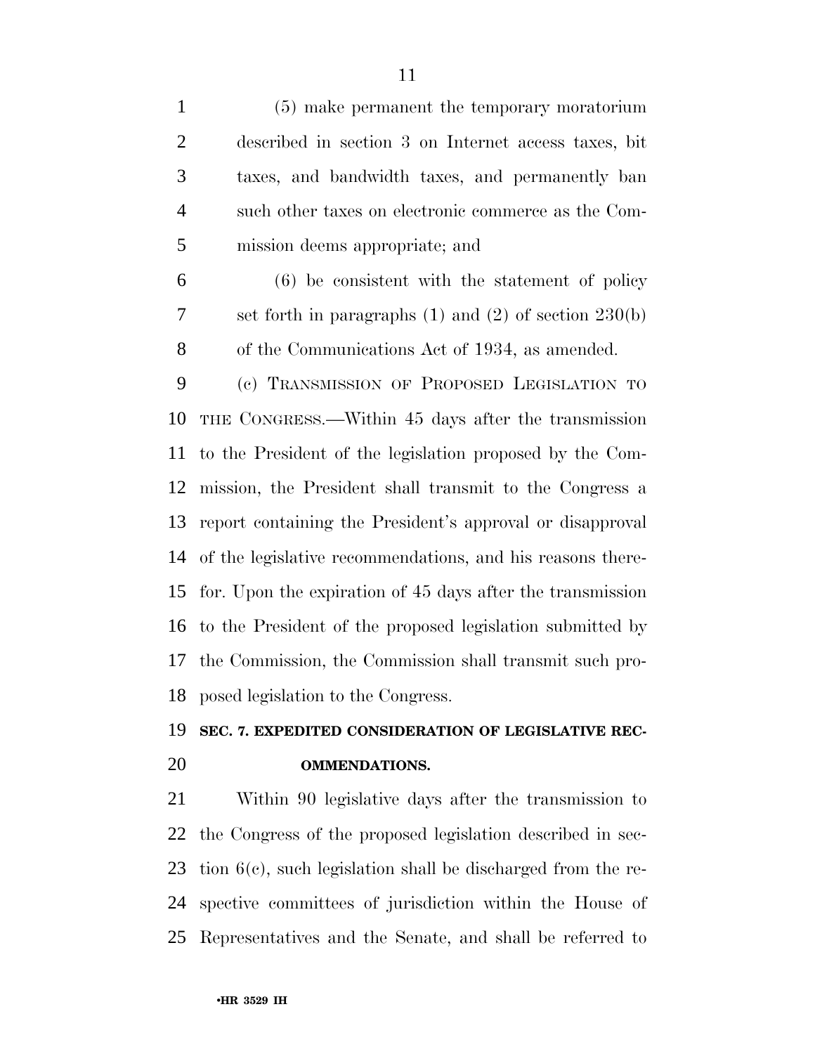(5) make permanent the temporary moratorium described in section 3 on Internet access taxes, bit taxes, and bandwidth taxes, and permanently ban such other taxes on electronic commerce as the Commission deems appropriate; and

(6) be consistent with the statement of policy set forth in paragraphs (1) and (2) of section 230(b) of the Communications Act of 1934, as amended.

(c) TRANSMISSION OF PROPOSED LEGISLATION TO THE CONGRESS.—Within 45 days after the transmission to the President of the legislation proposed by the Commission, the President shall transmit to the Congress a report containing the President's approval or disapproval of the legislative recommendations, and his reasons therefor. Upon the expiration of 45 days after the transmission to the President of the proposed legislation submitted by the Commission, the Commission shall transmit such proposed legislation to the Congress.

## SEC. 7. EXPEDITED CONSIDERATION OF LEGISLATIVE RECOMMENDATIONS.

Within 90 legislative days after the transmission to the Congress of the proposed legislation described in section 6(c), such legislation shall be discharged from the respective committees of jurisdiction within the House of Representatives and the Senate, and shall be referred to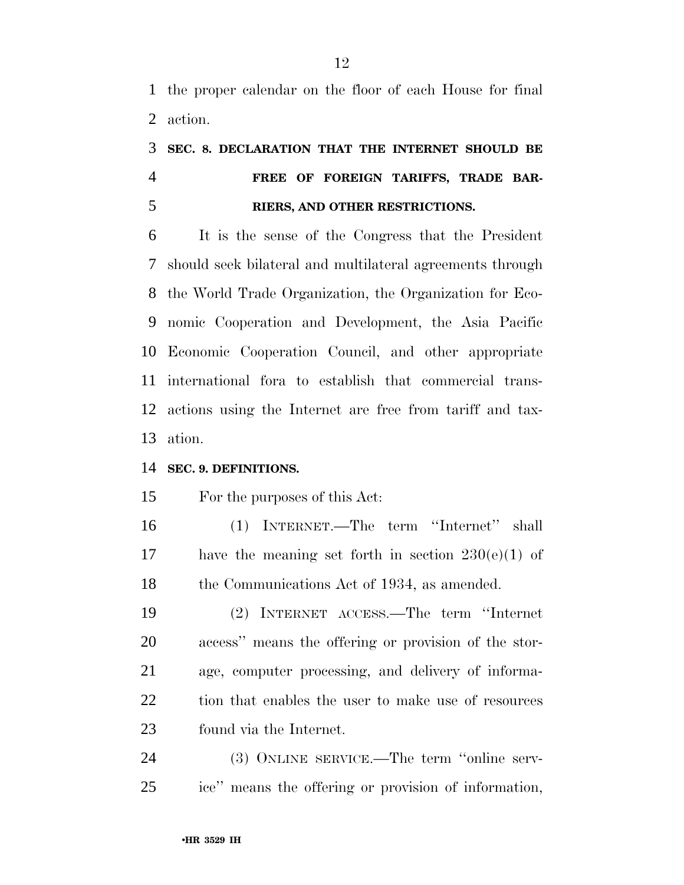the proper calendar on the floor of each House for final action.

### SEC. 8. DECLARATION THAT THE INTERNET SHOULD BE FREE OF FOREIGN TARIFFS, TRADE BARRIERS, AND OTHER RESTRICTIONS.

It is the sense of the Congress that the President should seek bilateral and multilateral agreements through the World Trade Organization, the Organization for Economic Cooperation and Development, the Asia Pacific Economic Cooperation Council, and other appropriate international fora to establish that commercial transactions using the Internet are free from tariff and taxation.

### SEC. 9. DEFINITIONS.

For the purposes of this Act:

(1) INTERNET.—The term ''Internet'' shall have the meaning set forth in section 230(e)(1) of the Communications Act of 1934, as amended.

(2) INTERNET ACCESS.—The term ''Internet access'' means the offering or provision of the storage, computer processing, and delivery of information that enables the user to make use of resources found via the Internet.

(3) ONLINE SERVICE.—The term ''online service'' means the offering or provision of information,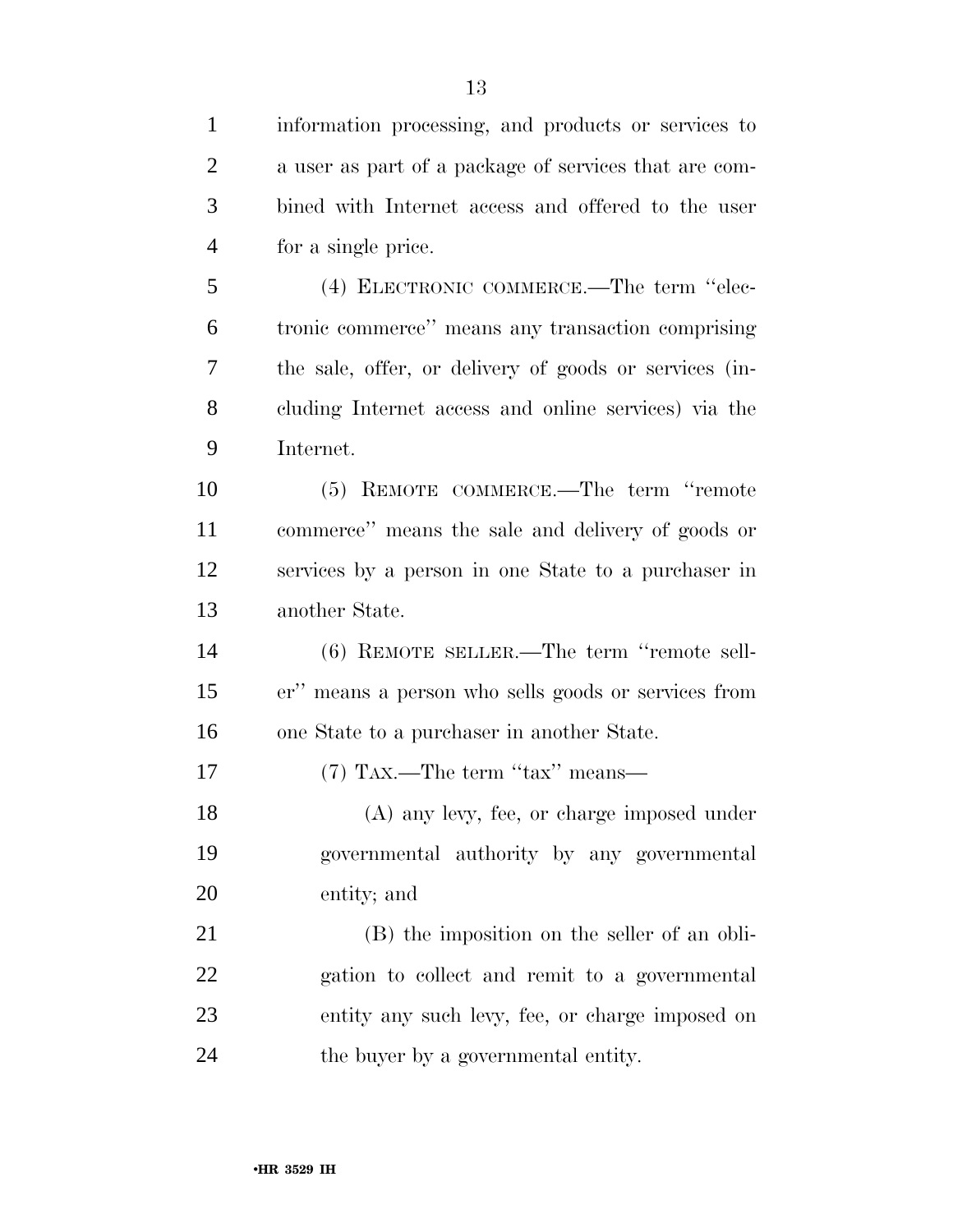information processing, and products or services to a user as part of a package of services that are combined with Internet access and offered to the user for a single price.

(4) ELECTRONIC COMMERCE.—The term ''electronic commerce'' means any transaction comprising the sale, offer, or delivery of goods or services (including Internet access and online services) via the Internet.

(5) REMOTE COMMERCE.—The term ''remote commerce'' means the sale and delivery of goods or services by a person in one State to a purchaser in another State.

(6) REMOTE SELLER.—The term ''remote seller'' means a person who sells goods or services from one State to a purchaser in another State.

(7) TAX.—The term ''tax'' means—

(A) any levy, fee, or charge imposed under governmental authority by any governmental entity; and

(B) the imposition on the seller of an obligation to collect and remit to a governmental entity any such levy, fee, or charge imposed on the buyer by a governmental entity.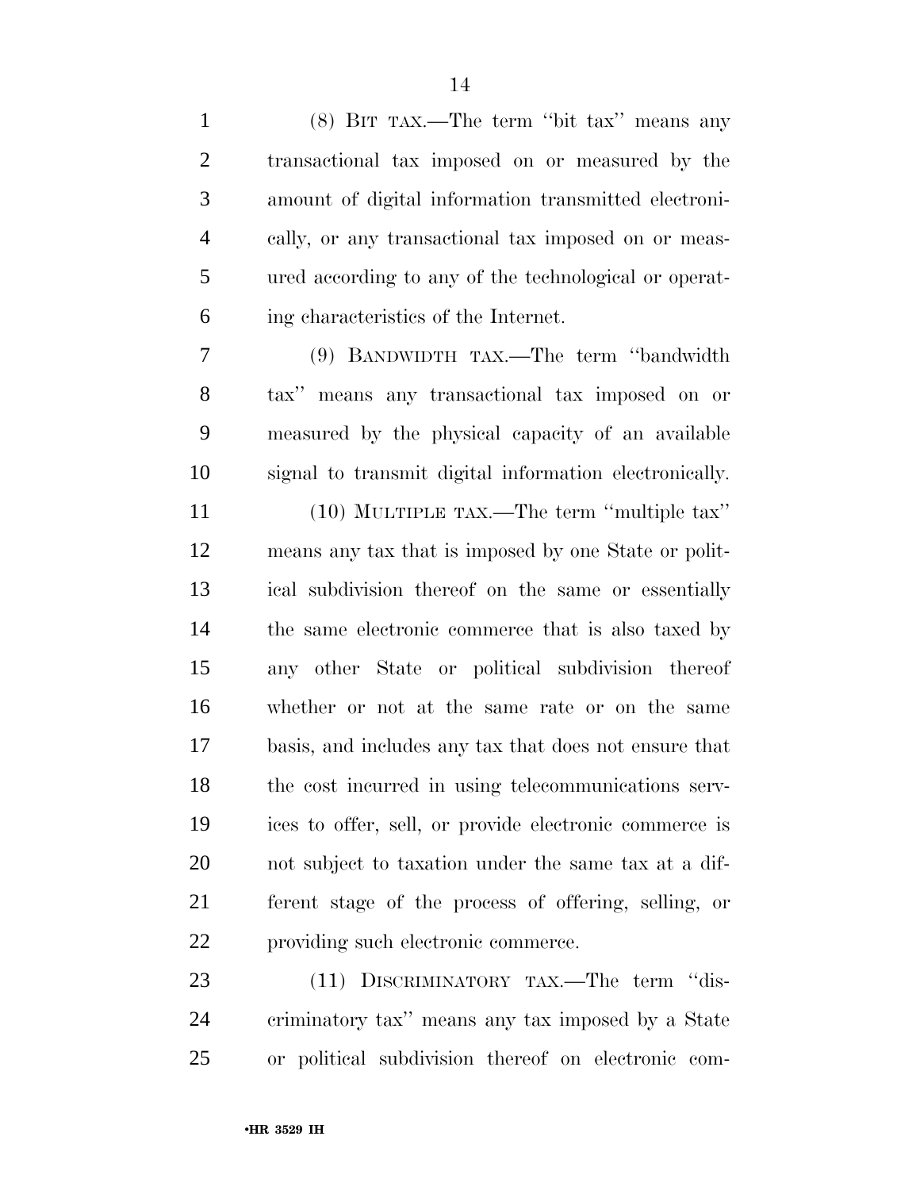(8) BIT TAX.—The term ''bit tax'' means any transactional tax imposed on or measured by the amount of digital information transmitted electronically, or any transactional tax imposed on or measured according to any of the technological or operating characteristics of the Internet.

(9) BANDWIDTH TAX.—The term ''bandwidth tax'' means any transactional tax imposed on or measured by the physical capacity of an available signal to transmit digital information electronically.

(10) MULTIPLE TAX.—The term ''multiple tax'' means any tax that is imposed by one State or political subdivision thereof on the same or essentially the same electronic commerce that is also taxed by any other State or political subdivision thereof whether or not at the same rate or on the same basis, and includes any tax that does not ensure that the cost incurred in using telecommunications services to offer, sell, or provide electronic commerce is not subject to taxation under the same tax at a different stage of the process of offering, selling, or providing such electronic commerce.

(11) DISCRIMINATORY TAX.—The term ''discriminatory tax'' means any tax imposed by a State or political subdivision thereof on electronic com-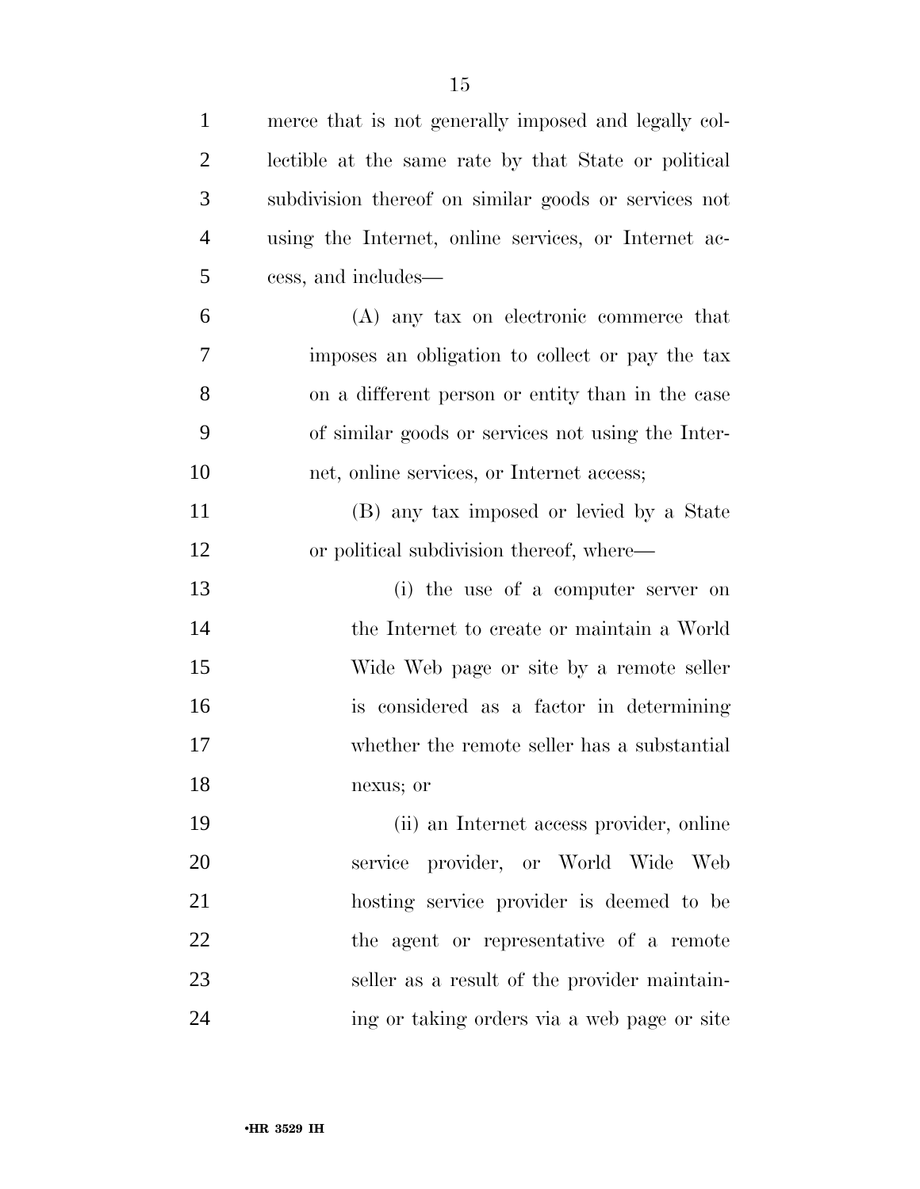merce that is not generally imposed and legally collectible at the same rate by that State or political subdivision thereof on similar goods or services not using the Internet, online services, or Internet access, and includes—

(A) any tax on electronic commerce that imposes an obligation to collect or pay the tax on a different person or entity than in the case of similar goods or services not using the Internet, online services, or Internet access;

(B) any tax imposed or levied by a State or political subdivision thereof, where—

(i) the use of a computer server on the Internet to create or maintain a World Wide Web page or site by a remote seller is considered as a factor in determining whether the remote seller has a substantial nexus; or

(ii) an Internet access provider, online service provider, or World Wide Web hosting service provider is deemed to be the agent or representative of a remote seller as a result of the provider maintaining or taking orders via a web page or site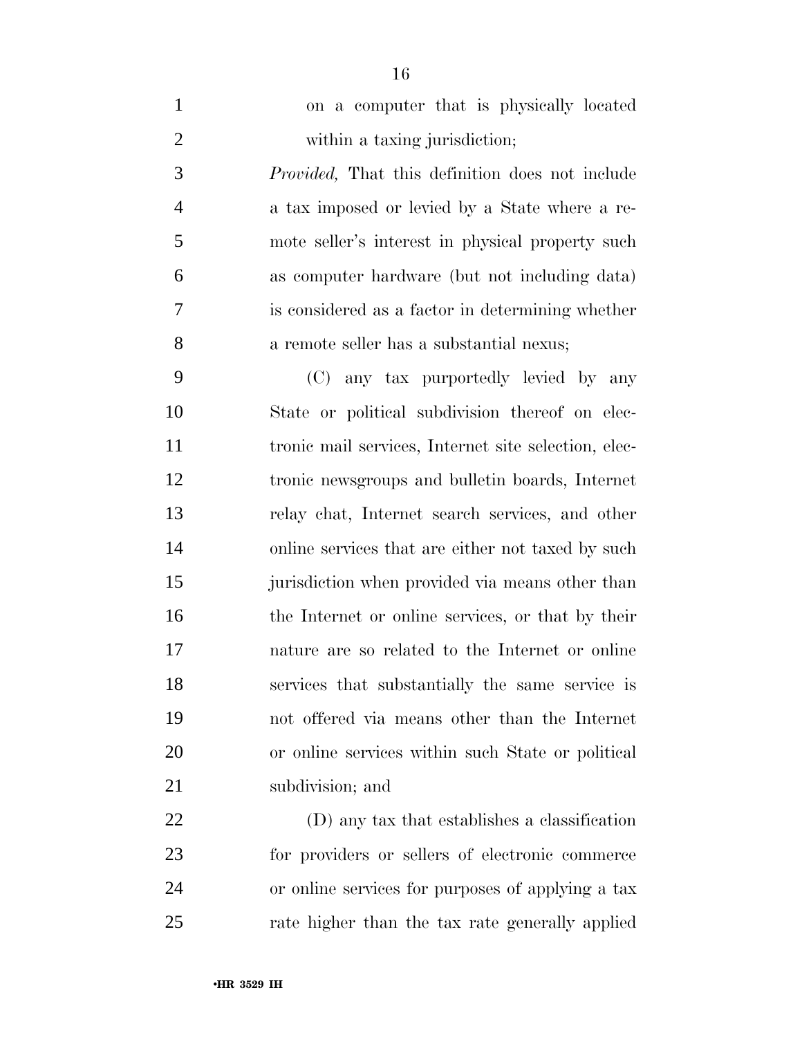on a computer that is physically located within a taxing jurisdiction;

*Provided,* That this definition does not include a tax imposed or levied by a State where a remote seller's interest in physical property such as computer hardware (but not including data) is considered as a factor in determining whether a remote seller has a substantial nexus;

(C) any tax purportedly levied by any State or political subdivision thereof on electronic mail services, Internet site selection, electronic newsgroups and bulletin boards, Internet relay chat, Internet search services, and other online services that are either not taxed by such jurisdiction when provided via means other than the Internet or online services, or that by their nature are so related to the Internet or online services that substantially the same service is not offered via means other than the Internet or online services within such State or political subdivision; and

(D) any tax that establishes a classification for providers or sellers of electronic commerce or online services for purposes of applying a tax rate higher than the tax rate generally applied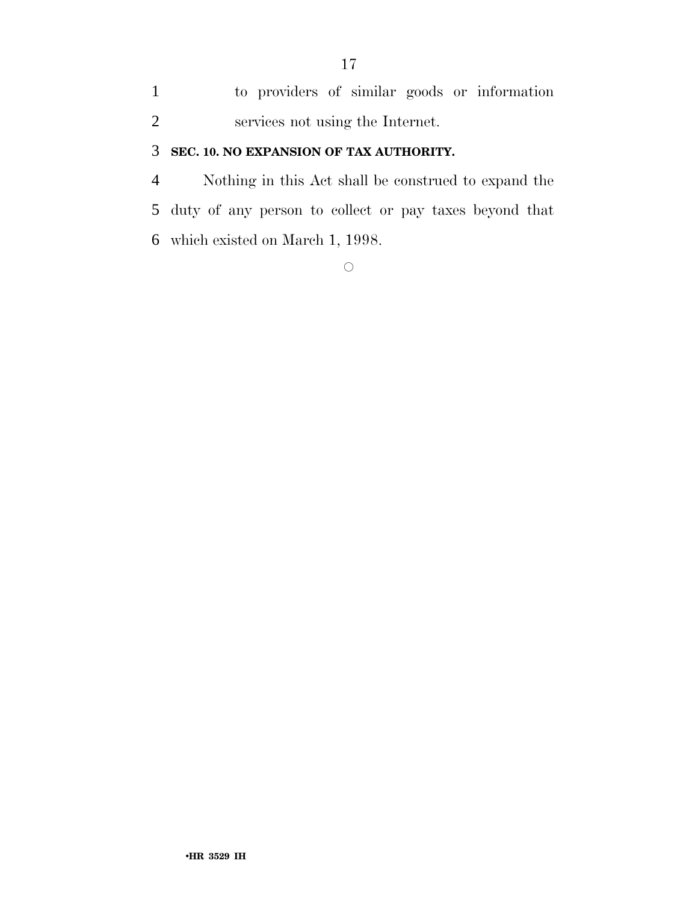to providers of similar goods or information services not using the Internet.

### SEC. 10. NO EXPANSION OF TAX AUTHORITY.

Nothing in this Act shall be construed to expand the duty of any person to collect or pay taxes beyond that which existed on March 1, 1998.

○